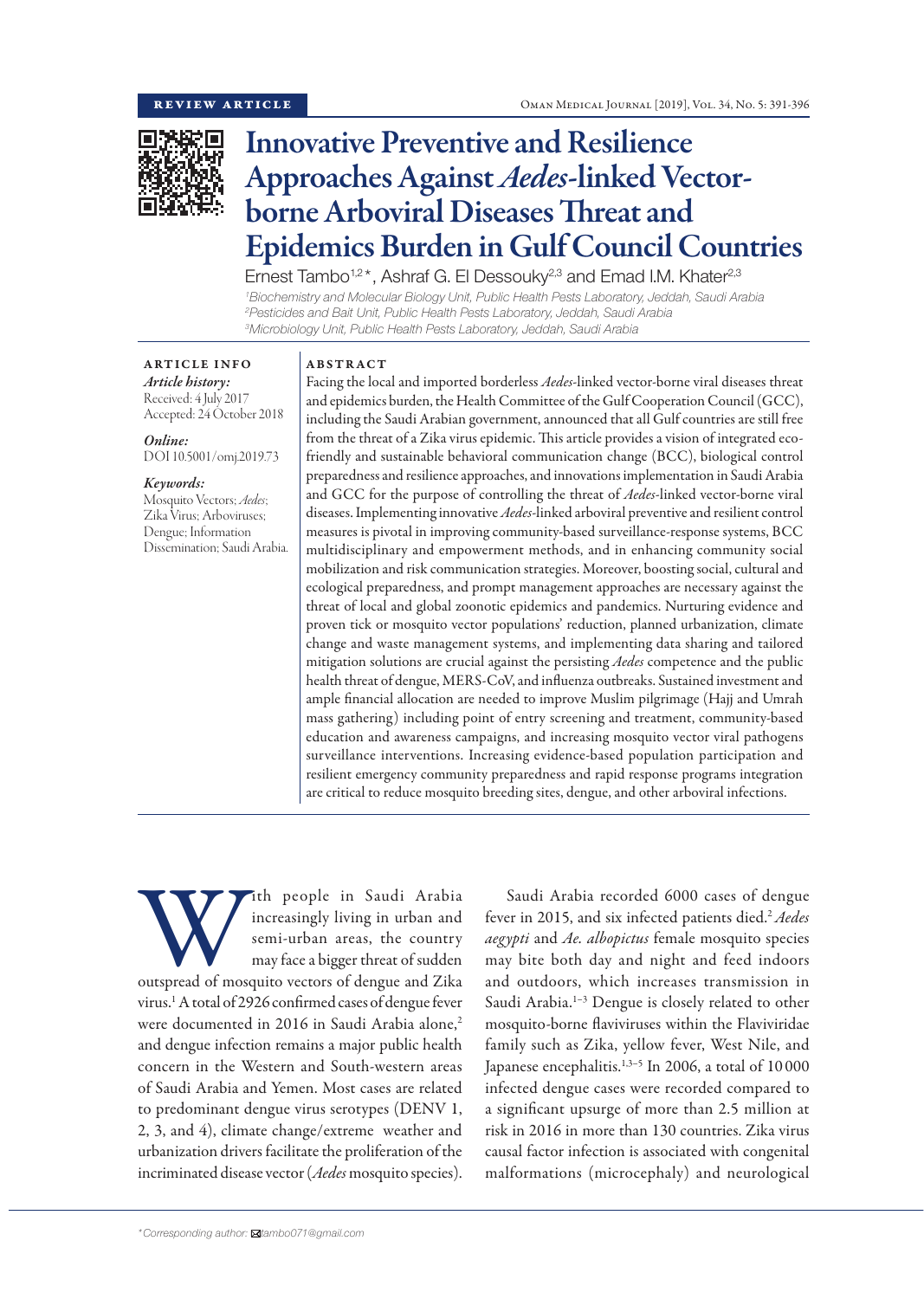REVIEW ARTICLE

# Innovative Preventive and Resilience Approaches Against *Aedes*-linked Vector-borne Arboviral Diseases Threat and Epidemics Burden in Gulf Council Countries

Ernest Tambo[1,2]*, Ashraf G. El Dessouky[2,3] and Emad I.M. Khater[2,3]

[1]Biochemistry and Molecular Biology Unit, Public Health Pests Laboratory, Jeddah, Saudi Arabia
[2]Pesticides and Bait Unit, Public Health Pests Laboratory, Jeddah, Saudi Arabia
[3]Microbiology Unit, Public Health Pests Laboratory, Jeddah, Saudi Arabia

## ARTICLE INFO

*Article history:*
Received: 4 July 2017
Accepted: 24 October 2018

*Online:*
DOI 10.5001/omj.2019.73

*Keywords:*
Mosquito Vectors; *Aedes*; Zika Virus; Arboviruses; Dengue; Information Dissemination; Saudi Arabia.

## ABSTRACT

Facing the local and imported borderless *Aedes*-linked vector-borne viral diseases threat and epidemics burden, the Health Committee of the Gulf Cooperation Council (GCC), including the Saudi Arabian government, announced that all Gulf countries are still free from the threat of a Zika virus epidemic. This article provides a vision of integrated eco-friendly and sustainable behavioral communication change (BCC), biological control preparedness and resilience approaches, and innovations implementation in Saudi Arabia and GCC for the purpose of controlling the threat of *Aedes*-linked vector-borne viral diseases. Implementing innovative *Aedes*-linked arboviral preventive and resilient control measures is pivotal in improving community-based surveillance-response systems, BCC multidisciplinary and empowerment methods, and in enhancing community social mobilization and risk communication strategies. Moreover, boosting social, cultural and ecological preparedness, and prompt management approaches are necessary against the threat of local and global zoonotic epidemics and pandemics. Nurturing evidence and proven tick or mosquito vector populations' reduction, planned urbanization, climate change and waste management systems, and implementing data sharing and tailored mitigation solutions are crucial against the persisting *Aedes* competence and the public health threat of dengue, MERS-CoV, and influenza outbreaks. Sustained investment and ample financial allocation are needed to improve Muslim pilgrimage (Hajj and Umrah mass gathering) including point of entry screening and treatment, community-based education and awareness campaigns, and increasing mosquito vector viral pathogens surveillance interventions. Increasing evidence-based population participation and resilient emergency community preparedness and rapid response programs integration are critical to reduce mosquito breeding sites, dengue, and other arboviral infections.

With people in Saudi Arabia increasingly living in urban and semi-urban areas, the country may face a bigger threat of sudden outspread of mosquito vectors of dengue and Zika virus.[1] A total of 2926 confirmed cases of dengue fever were documented in 2016 in Saudi Arabia alone,[2] and dengue infection remains a major public health concern in the Western and South-western areas of Saudi Arabia and Yemen. Most cases are related to predominant dengue virus serotypes (DENV 1, 2, 3, and 4), climate change/extreme weather and urbanization drivers facilitate the proliferation of the incriminated disease vector (*Aedes* mosquito species).

Saudi Arabia recorded 6000 cases of dengue fever in 2015, and six infected patients died.[2] *Aedes aegypti* and *Ae. albopictus* female mosquito species may bite both day and night and feed indoors and outdoors, which increases transmission in Saudi Arabia.[1–3] Dengue is closely related to other mosquito-borne flaviviruses within the Flaviviridae family such as Zika, yellow fever, West Nile, and Japanese encephalitis.[1,3–5] In 2006, a total of 10 000 infected dengue cases were recorded compared to a significant upsurge of more than 2.5 million at risk in 2016 in more than 130 countries. Zika virus causal factor infection is associated with congenital malformations (microcephaly) and neurological

*Corresponding author: tambo071@gmail.com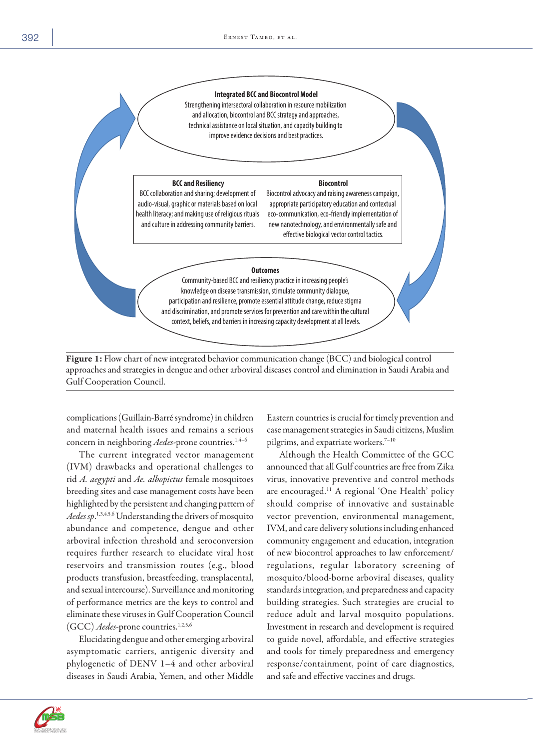**Integrated BCC and Biocontrol Model**

Strengthening intersectoral collaboration in resource mobilization and allocation, biocontrol and BCC strategy and approaches, technical assistance on local situation, and capacity building to improve evidence decisions and best practices.

| BCC and Resiliency | Biocontrol |
| --- | --- |
| BCC collaboration and sharing; development of audio-visual, graphic or materials based on local health literacy; and making use of religious rituals and culture in addressing community barriers. | Biocontrol advocacy and raising awareness campaign, appropriate participatory education and contextual eco-communication, eco-friendly implementation of new nanotechnology, and environmentally safe and effective biological vector control tactics. |

**Outcomes**

Community-based BCC and resiliency practice in increasing people's knowledge on disease transmission, stimulate community dialogue, participation and resilience, promote essential attitude change, reduce stigma and discrimination, and promote services for prevention and care within the cultural context, beliefs, and barriers in increasing capacity development at all levels.

**Figure 1:** Flow chart of new integrated behavior communication change (BCC) and biological control approaches and strategies in dengue and other arboviral diseases control and elimination in Saudi Arabia and Gulf Cooperation Council.

complications (Guillain-Barré syndrome) in children and maternal health issues and remains a serious concern in neighboring *Aedes*-prone countries.[1,4–6]

The current integrated vector management (IVM) drawbacks and operational challenges to rid *A. aegypti* and *Ae. albopictus* female mosquitoes breeding sites and case management costs have been highlighted by the persistent and changing pattern of *Aedes sp*.[1,3,4,5,6] Understanding the drivers of mosquito abundance and competence, dengue and other arboviral infection threshold and seroconversion requires further research to elucidate viral host reservoirs and transmission routes (e.g., blood products transfusion, breastfeeding, transplacental, and sexual intercourse). Surveillance and monitoring of performance metrics are the keys to control and eliminate these viruses in Gulf Cooperation Council (GCC) *Aedes*-prone countries.[1,2,5,6]

Elucidating dengue and other emerging arboviral asymptomatic carriers, antigenic diversity and phylogenetic of DENV 1–4 and other arboviral diseases in Saudi Arabia, Yemen, and other Middle Eastern countries is crucial for timely prevention and case management strategies in Saudi citizens, Muslim pilgrims, and expatriate workers.[7–10]

Although the Health Committee of the GCC announced that all Gulf countries are free from Zika virus, innovative preventive and control methods are encouraged.[11] A regional 'One Health' policy should comprise of innovative and sustainable vector prevention, environmental management, IVM, and care delivery solutions including enhanced community engagement and education, integration of new biocontrol approaches to law enforcement/regulations, regular laboratory screening of mosquito/blood-borne arboviral diseases, quality standards integration, and preparedness and capacity building strategies. Such strategies are crucial to reduce adult and larval mosquito populations. Investment in research and development is required to guide novel, affordable, and effective strategies and tools for timely preparedness and emergency response/containment, point of care diagnostics, and safe and effective vaccines and drugs.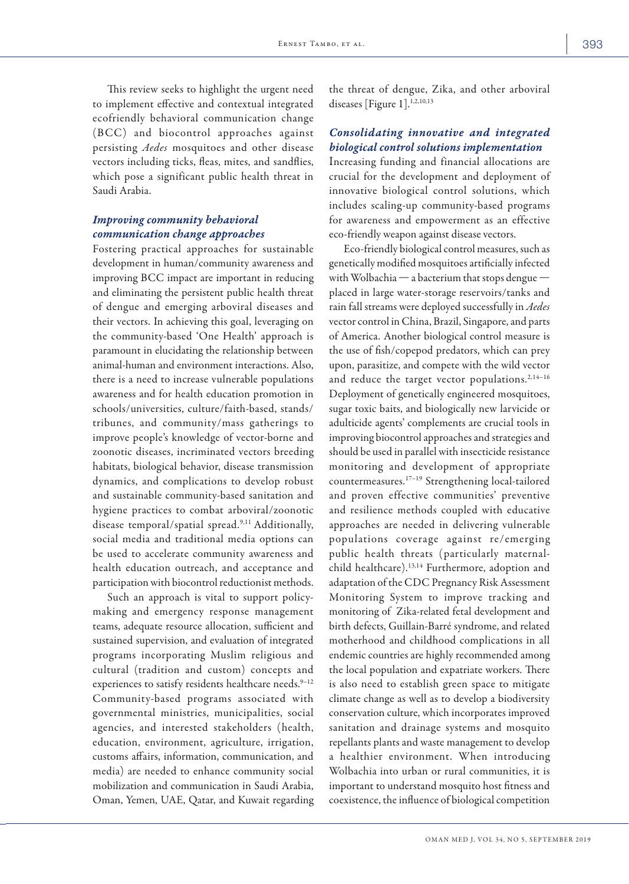This review seeks to highlight the urgent need to implement effective and contextual integrated ecofriendly behavioral communication change (BCC) and biocontrol approaches against persisting *Aedes* mosquitoes and other disease vectors including ticks, fleas, mites, and sandflies, which pose a significant public health threat in Saudi Arabia.

### *Improving community behavioral communication change approaches*

Fostering practical approaches for sustainable development in human/community awareness and improving BCC impact are important in reducing and eliminating the persistent public health threat of dengue and emerging arboviral diseases and their vectors. In achieving this goal, leveraging on the community-based 'One Health' approach is paramount in elucidating the relationship between animal-human and environment interactions. Also, there is a need to increase vulnerable populations awareness and for health education promotion in schools/universities, culture/faith-based, stands/tribunes, and community/mass gatherings to improve people's knowledge of vector-borne and zoonotic diseases, incriminated vectors breeding habitats, biological behavior, disease transmission dynamics, and complications to develop robust and sustainable community-based sanitation and hygiene practices to combat arboviral/zoonotic disease temporal/spatial spread.[9,11] Additionally, social media and traditional media options can be used to accelerate community awareness and health education outreach, and acceptance and participation with biocontrol reductionist methods.

Such an approach is vital to support policy-making and emergency response management teams, adequate resource allocation, sufficient and sustained supervision, and evaluation of integrated programs incorporating Muslim religious and cultural (tradition and custom) concepts and experiences to satisfy residents healthcare needs.[9–12] Community-based programs associated with governmental ministries, municipalities, social agencies, and interested stakeholders (health, education, environment, agriculture, irrigation, customs affairs, information, communication, and media) are needed to enhance community social mobilization and communication in Saudi Arabia, Oman, Yemen, UAE, Qatar, and Kuwait regarding the threat of dengue, Zika, and other arboviral diseases [Figure 1].[1,2,10,13]

### *Consolidating innovative and integrated biological control solutions implementation*

Increasing funding and financial allocations are crucial for the development and deployment of innovative biological control solutions, which includes scaling-up community-based programs for awareness and empowerment as an effective eco-friendly weapon against disease vectors.

Eco-friendly biological control measures, such as genetically modified mosquitoes artificially infected with Wolbachia — a bacterium that stops dengue — placed in large water-storage reservoirs/tanks and rain fall streams were deployed successfully in *Aedes* vector control in China, Brazil, Singapore, and parts of America. Another biological control measure is the use of fish/copepod predators, which can prey upon, parasitize, and compete with the wild vector and reduce the target vector populations.[2,14–16] Deployment of genetically engineered mosquitoes, sugar toxic baits, and biologically new larvicide or adulticide agents' complements are crucial tools in improving biocontrol approaches and strategies and should be used in parallel with insecticide resistance monitoring and development of appropriate countermeasures.[17–19] Strengthening local-tailored and proven effective communities' preventive and resilience methods coupled with educative approaches are needed in delivering vulnerable populations coverage against re/emerging public health threats (particularly maternal-child healthcare).[13,14] Furthermore, adoption and adaptation of the CDC Pregnancy Risk Assessment Monitoring System to improve tracking and monitoring of Zika-related fetal development and birth defects, Guillain-Barré syndrome, and related motherhood and childhood complications in all endemic countries are highly recommended among the local population and expatriate workers. There is also need to establish green space to mitigate climate change as well as to develop a biodiversity conservation culture, which incorporates improved sanitation and drainage systems and mosquito repellants plants and waste management to develop a healthier environment. When introducing Wolbachia into urban or rural communities, it is important to understand mosquito host fitness and coexistence, the influence of biological competition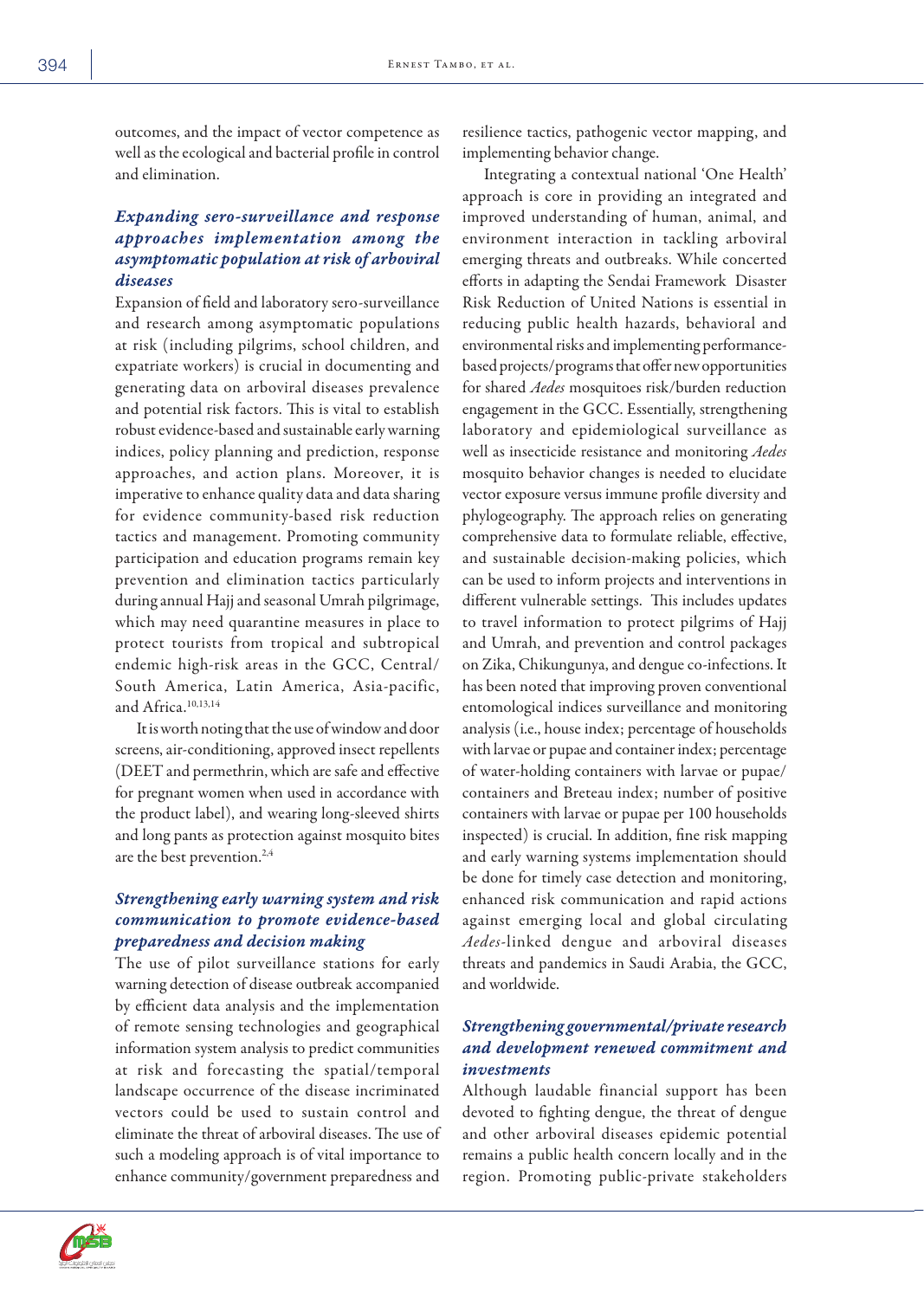outcomes, and the impact of vector competence as well as the ecological and bacterial profile in control and elimination.

### *Expanding sero-surveillance and response approaches implementation among the asymptomatic population at risk of arboviral diseases*

Expansion of field and laboratory sero-surveillance and research among asymptomatic populations at risk (including pilgrims, school children, and expatriate workers) is crucial in documenting and generating data on arboviral diseases prevalence and potential risk factors. This is vital to establish robust evidence-based and sustainable early warning indices, policy planning and prediction, response approaches, and action plans. Moreover, it is imperative to enhance quality data and data sharing for evidence community-based risk reduction tactics and management. Promoting community participation and education programs remain key prevention and elimination tactics particularly during annual Hajj and seasonal Umrah pilgrimage, which may need quarantine measures in place to protect tourists from tropical and subtropical endemic high-risk areas in the GCC, Central/South America, Latin America, Asia-pacific, and Africa.[10,13,14]

It is worth noting that the use of window and door screens, air-conditioning, approved insect repellents (DEET and permethrin, which are safe and effective for pregnant women when used in accordance with the product label), and wearing long-sleeved shirts and long pants as protection against mosquito bites are the best prevention.[2,4]

### *Strengthening early warning system and risk communication to promote evidence-based preparedness and decision making*

The use of pilot surveillance stations for early warning detection of disease outbreak accompanied by efficient data analysis and the implementation of remote sensing technologies and geographical information system analysis to predict communities at risk and forecasting the spatial/temporal landscape occurrence of the disease incriminated vectors could be used to sustain control and eliminate the threat of arboviral diseases. The use of such a modeling approach is of vital importance to enhance community/government preparedness and resilience tactics, pathogenic vector mapping, and implementing behavior change.

Integrating a contextual national 'One Health' approach is core in providing an integrated and improved understanding of human, animal, and environment interaction in tackling arboviral emerging threats and outbreaks. While concerted efforts in adapting the Sendai Framework Disaster Risk Reduction of United Nations is essential in reducing public health hazards, behavioral and environmental risks and implementing performance-based projects/programs that offer new opportunities for shared *Aedes* mosquitoes risk/burden reduction engagement in the GCC. Essentially, strengthening laboratory and epidemiological surveillance as well as insecticide resistance and monitoring *Aedes* mosquito behavior changes is needed to elucidate vector exposure versus immune profile diversity and phylogeography. The approach relies on generating comprehensive data to formulate reliable, effective, and sustainable decision-making policies, which can be used to inform projects and interventions in different vulnerable settings. This includes updates to travel information to protect pilgrims of Hajj and Umrah, and prevention and control packages on Zika, Chikungunya, and dengue co-infections. It has been noted that improving proven conventional entomological indices surveillance and monitoring analysis (i.e., house index; percentage of households with larvae or pupae and container index; percentage of water-holding containers with larvae or pupae/containers and Breteau index; number of positive containers with larvae or pupae per 100 households inspected) is crucial. In addition, fine risk mapping and early warning systems implementation should be done for timely case detection and monitoring, enhanced risk communication and rapid actions against emerging local and global circulating *Aedes*-linked dengue and arboviral diseases threats and pandemics in Saudi Arabia, the GCC, and worldwide.

### *Strengthening governmental/private research and development renewed commitment and investments*

Although laudable financial support has been devoted to fighting dengue, the threat of dengue and other arboviral diseases epidemic potential remains a public health concern locally and in the region. Promoting public-private stakeholders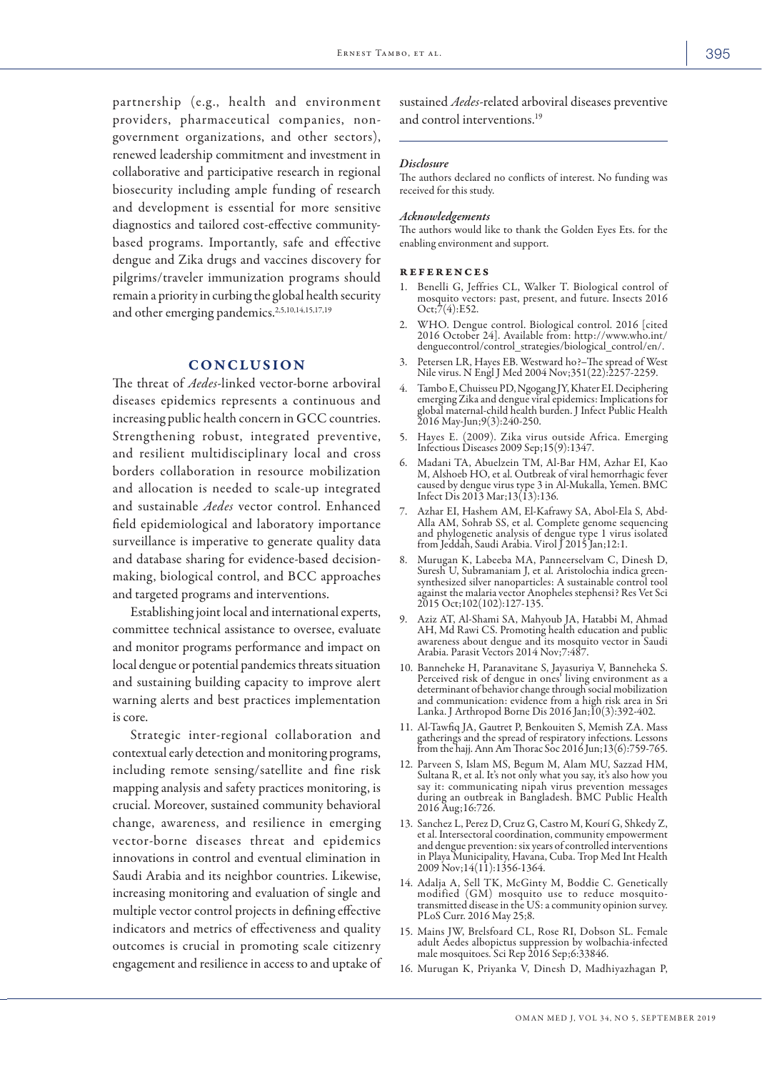partnership (e.g., health and environment providers, pharmaceutical companies, non-government organizations, and other sectors), renewed leadership commitment and investment in collaborative and participative research in regional biosecurity including ample funding of research and development is essential for more sensitive diagnostics and tailored cost-effective community-based programs. Importantly, safe and effective dengue and Zika drugs and vaccines discovery for pilgrims/traveler immunization programs should remain a priority in curbing the global health security and other emerging pandemics.[2,5,10,14,15,17,19]

## CONCLUSION

The threat of *Aedes*-linked vector-borne arboviral diseases epidemics represents a continuous and increasing public health concern in GCC countries. Strengthening robust, integrated preventive, and resilient multidisciplinary local and cross borders collaboration in resource mobilization and allocation is needed to scale-up integrated and sustainable *Aedes* vector control. Enhanced field epidemiological and laboratory importance surveillance is imperative to generate quality data and database sharing for evidence-based decision-making, biological control, and BCC approaches and targeted programs and interventions.

Establishing joint local and international experts, committee technical assistance to oversee, evaluate and monitor programs performance and impact on local dengue or potential pandemics threats situation and sustaining building capacity to improve alert warning alerts and best practices implementation is core.

Strategic inter-regional collaboration and contextual early detection and monitoring programs, including remote sensing/satellite and fine risk mapping analysis and safety practices monitoring, is crucial. Moreover, sustained community behavioral change, awareness, and resilience in emerging vector-borne diseases threat and epidemics innovations in control and eventual elimination in Saudi Arabia and its neighbor countries. Likewise, increasing monitoring and evaluation of single and multiple vector control projects in defining effective indicators and metrics of effectiveness and quality outcomes is crucial in promoting scale citizenry engagement and resilience in access to and uptake of sustained *Aedes*-related arboviral diseases preventive and control interventions.[19]

### *Disclosure*

The authors declared no conflicts of interest. No funding was received for this study.

### *Acknowledgements*

The authors would like to thank the Golden Eyes Ets. for the enabling environment and support.

### REFERENCES

1. Benelli G, Jeffries CL, Walker T. Biological control of mosquito vectors: past, present, and future. Insects 2016 Oct;7(4):E52.
2. WHO. Dengue control. Biological control. 2016 [cited 2016 October 24]. Available from: http://www.who.int/denguecontrol/control_strategies/biological_control/en/.
3. Petersen LR, Hayes EB. Westward ho?–The spread of West Nile virus. N Engl J Med 2004 Nov;351(22):2257-2259.
4. Tambo E, Chuisseu PD, Ngogang JY, Khater EI. Deciphering emerging Zika and dengue viral epidemics: Implications for global maternal-child health burden. J Infect Public Health 2016 May-Jun;9(3):240-250.
5. Hayes E. (2009). Zika virus outside Africa. Emerging Infectious Diseases 2009 Sep;15(9):1347.
6. Madani TA, Abuelzein TM, Al-Bar HM, Azhar EI, Kao M, Alshoeb HO, et al. Outbreak of viral hemorrhagic fever caused by dengue virus type 3 in Al-Mukalla, Yemen. BMC Infect Dis 2013 Mar;13(13):136.
7. Azhar EI, Hashem AM, El-Kafrawy SA, Abol-Ela S, Abd-Alla AM, Sohrab SS, et al. Complete genome sequencing and phylogenetic analysis of dengue type 1 virus isolated from Jeddah, Saudi Arabia. Virol J 2015 Jan;12:1.
8. Murugan K, Labeeba MA, Panneerselvam C, Dinesh D, Suresh U, Subramaniam J, et al. Aristolochia indica green-synthesized silver nanoparticles: A sustainable control tool against the malaria vector Anopheles stephensi? Res Vet Sci 2015 Oct;102(102):127-135.
9. Aziz AT, Al-Shami SA, Mahyoub JA, Hatabbi M, Ahmad AH, Md Rawi CS. Promoting health education and public awareness about dengue and its mosquito vector in Saudi Arabia. Parasit Vectors 2014 Nov;7:487.
10. Banneheke H, Paranavitane S, Jayasuriya V, Banneheka S. Perceived risk of dengue in ones' living environment as a determinant of behavior change through social mobilization and communication: evidence from a high risk area in Sri Lanka. J Arthropod Borne Dis 2016 Jan;10(3):392-402.
11. Al-Tawfiq JA, Gautret P, Benkouiten S, Memish ZA. Mass gatherings and the spread of respiratory infections. Lessons from the hajj. Ann Am Thorac Soc 2016 Jun;13(6):759-765.
12. Parveen S, Islam MS, Begum M, Alam MU, Sazzad HM, Sultana R, et al. It's not only what you say, it's also how you say it: communicating nipah virus prevention messages during an outbreak in Bangladesh. BMC Public Health 2016 Aug;16:726.
13. Sanchez L, Perez D, Cruz G, Castro M, Kourí G, Shkedy Z, et al. Intersectoral coordination, community empowerment and dengue prevention: six years of controlled interventions in Playa Municipality, Havana, Cuba. Trop Med Int Health 2009 Nov;14(11):1356-1364.
14. Adalja A, Sell TK, McGinty M, Boddie C. Genetically modified (GM) mosquito use to reduce mosquito-transmitted disease in the US: a community opinion survey. PLoS Curr. 2016 May 25;8.
15. Mains JW, Brelsfoard CL, Rose RI, Dobson SL. Female adult Aedes albopictus suppression by wolbachia-infected male mosquitoes. Sci Rep 2016 Sep;6:33846.
16. Murugan K, Priyanka V, Dinesh D, Madhiyazhagan P,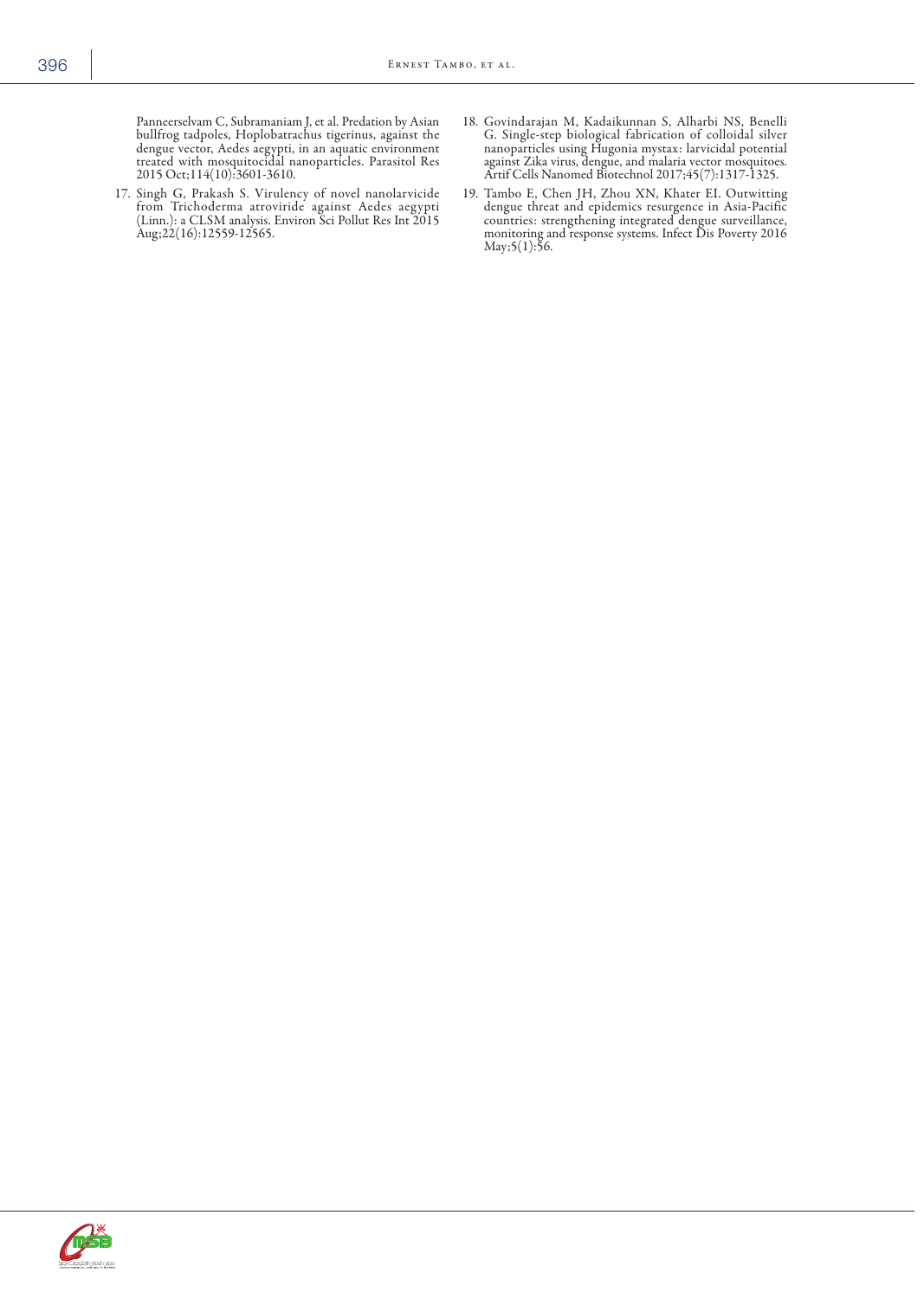Panneerselvam C, Subramaniam J, et al. Predation by Asian bullfrog tadpoles, Hoplobatrachus tigerinus, against the dengue vector, Aedes aegypti, in an aquatic environment treated with mosquitocidal nanoparticles. Parasitol Res 2015 Oct;114(10):3601-3610.

17. Singh G, Prakash S. Virulency of novel nanolarvicide from Trichoderma atroviride against Aedes aegypti (Linn.): a CLSM analysis. Environ Sci Pollut Res Int 2015 Aug;22(16):12559-12565.
18. Govindarajan M, Kadaikunnan S, Alharbi NS, Benelli G. Single-step biological fabrication of colloidal silver nanoparticles using Hugonia mystax: larvicidal potential against Zika virus, dengue, and malaria vector mosquitoes. Artif Cells Nanomed Biotechnol 2017;45(7):1317-1325.
19. Tambo E, Chen JH, Zhou XN, Khater EI. Outwitting dengue threat and epidemics resurgence in Asia-Pacific countries: strengthening integrated dengue surveillance, monitoring and response systems. Infect Dis Poverty 2016 May;5(1):56.